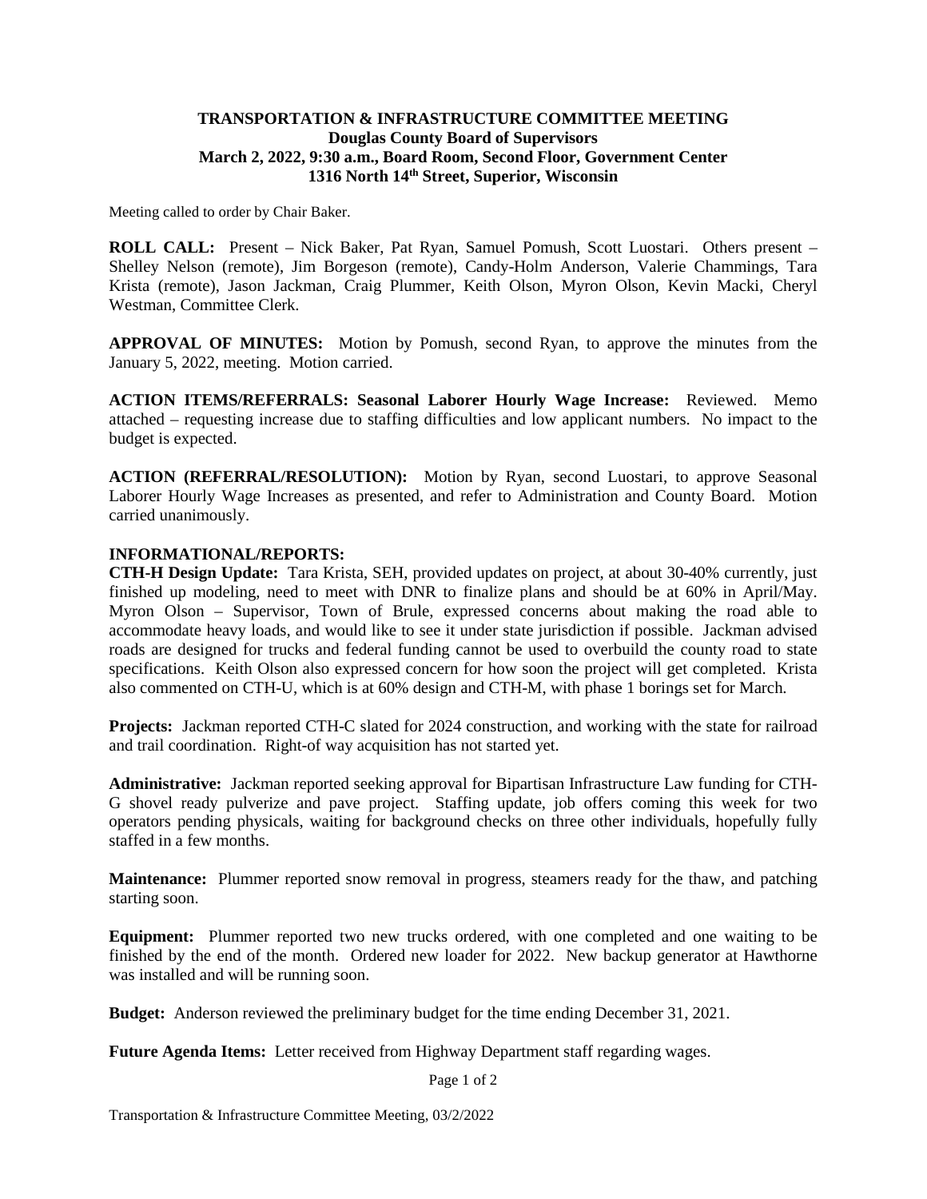**TRANSPORTATION & INFRASTRUCTURE COMMITTEE MEETING**
**Douglas County Board of Supervisors**
**March 2, 2022, 9:30 a.m., Board Room, Second Floor, Government Center**
**1316 North 14th Street, Superior, Wisconsin**

Meeting called to order by Chair Baker.

**ROLL CALL:** Present – Nick Baker, Pat Ryan, Samuel Pomush, Scott Luostari. Others present – Shelley Nelson (remote), Jim Borgeson (remote), Candy-Holm Anderson, Valerie Chammings, Tara Krista (remote), Jason Jackman, Craig Plummer, Keith Olson, Myron Olson, Kevin Macki, Cheryl Westman, Committee Clerk.

**APPROVAL OF MINUTES:** Motion by Pomush, second Ryan, to approve the minutes from the January 5, 2022, meeting. Motion carried.

**ACTION ITEMS/REFERRALS: Seasonal Laborer Hourly Wage Increase:** Reviewed. Memo attached – requesting increase due to staffing difficulties and low applicant numbers. No impact to the budget is expected.

**ACTION (REFERRAL/RESOLUTION):** Motion by Ryan, second Luostari, to approve Seasonal Laborer Hourly Wage Increases as presented, and refer to Administration and County Board. Motion carried unanimously.

**INFORMATIONAL/REPORTS:**
**CTH-H Design Update:** Tara Krista, SEH, provided updates on project, at about 30-40% currently, just finished up modeling, need to meet with DNR to finalize plans and should be at 60% in April/May. Myron Olson – Supervisor, Town of Brule, expressed concerns about making the road able to accommodate heavy loads, and would like to see it under state jurisdiction if possible. Jackman advised roads are designed for trucks and federal funding cannot be used to overbuild the county road to state specifications. Keith Olson also expressed concern for how soon the project will get completed. Krista also commented on CTH-U, which is at 60% design and CTH-M, with phase 1 borings set for March.

**Projects:** Jackman reported CTH-C slated for 2024 construction, and working with the state for railroad and trail coordination. Right-of way acquisition has not started yet.

**Administrative:** Jackman reported seeking approval for Bipartisan Infrastructure Law funding for CTH-G shovel ready pulverize and pave project. Staffing update, job offers coming this week for two operators pending physicals, waiting for background checks on three other individuals, hopefully fully staffed in a few months.

**Maintenance:** Plummer reported snow removal in progress, steamers ready for the thaw, and patching starting soon.

**Equipment:** Plummer reported two new trucks ordered, with one completed and one waiting to be finished by the end of the month. Ordered new loader for 2022. New backup generator at Hawthorne was installed and will be running soon.

**Budget:** Anderson reviewed the preliminary budget for the time ending December 31, 2021.

**Future Agenda Items:** Letter received from Highway Department staff regarding wages.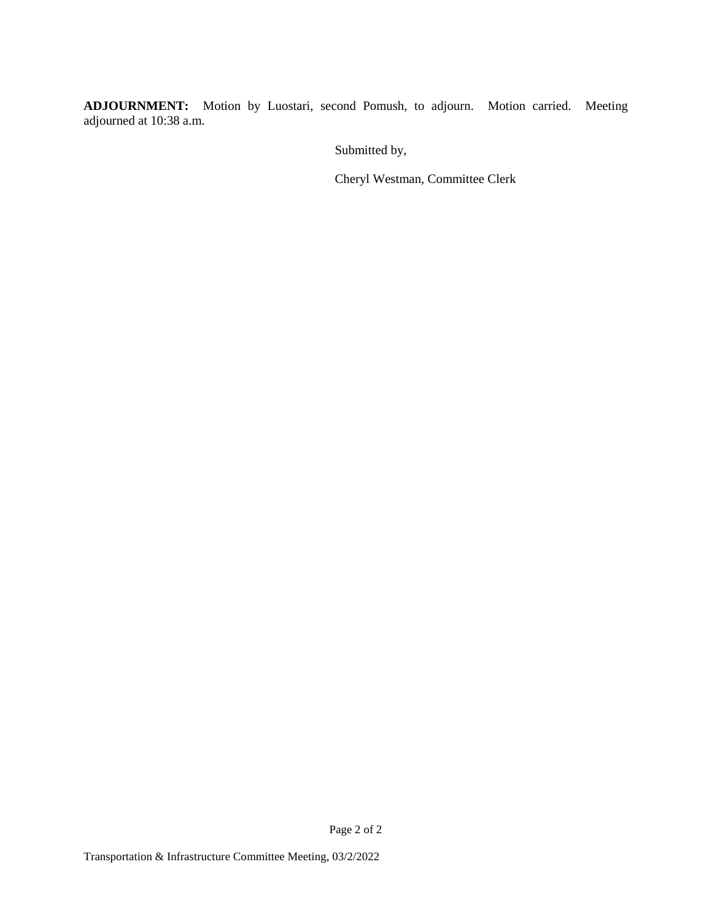**ADJOURNMENT:** Motion by Luostari, second Pomush, to adjourn. Motion carried. Meeting adjourned at 10:38 a.m.

Submitted by,

Cheryl Westman, Committee Clerk